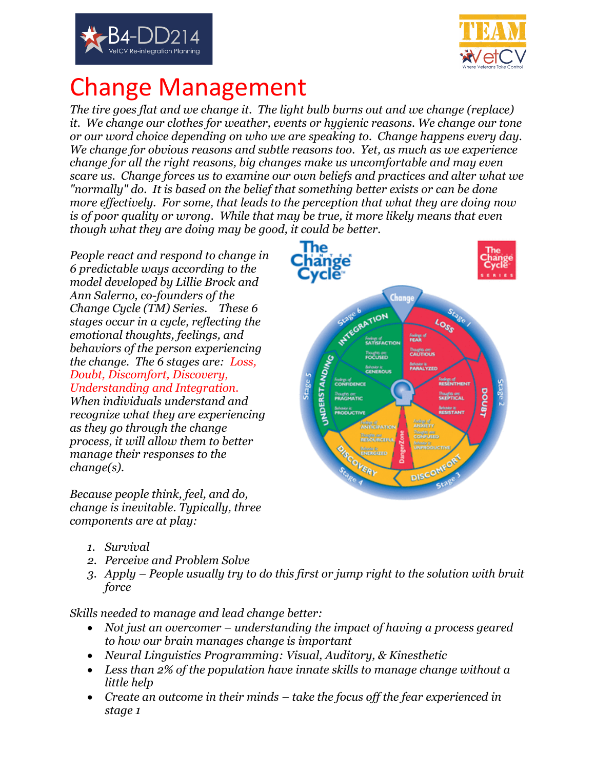# Change Management

*The tire goes flat and we change it. The light bulb burns out and we change (replace) it. We change our clothes for weather, events or hygienic reasons. We change our tone or our word choice depending on who we are speaking to. Change happens every day. We change for obvious reasons and subtle reasons too. Yet, as much as we experience change for all the right reasons, big changes make us uncomfortable and may even scare us. Change forces us to examine our own beliefs and practices and alter what we "normally" do. It is based on the belief that something better exists or can be done more effectively. For some, that leads to the perception that what they are doing now is of poor quality or wrong. While that may be true, it more likely means that even though what they are doing may be good, it could be better.*

*People react and respond to change in 6 predictable ways according to the model developed by Lillie Brock and Ann Salerno, co-founders of the Change Cycle (TM) Series. These 6 stages occur in a cycle, reflecting the emotional thoughts, feelings, and behaviors of the person experiencing the change. The 6 stages are: Loss, Doubt, Discomfort, Discovery, Understanding and Integration. When individuals understand and recognize what they are experiencing as they go through the change process, it will allow them to better manage their responses to the change(s).*

*Because people think, feel, and do, change is inevitable. Typically, three components are at play:*

1. *Survival*
2. *Perceive and Problem Solve*
3. *Apply – People usually try to do this first or jump right to the solution with bruit force*

*Skills needed to manage and lead change better:*

- *Not just an overcomer – understanding the impact of having a process geared to how our brain manages change is important*
- *Neural Linguistics Programming: Visual, Auditory, & Kinesthetic*
- *Less than 2% of the population have innate skills to manage change without a little help*
- *Create an outcome in their minds – take the focus off the fear experienced in stage 1*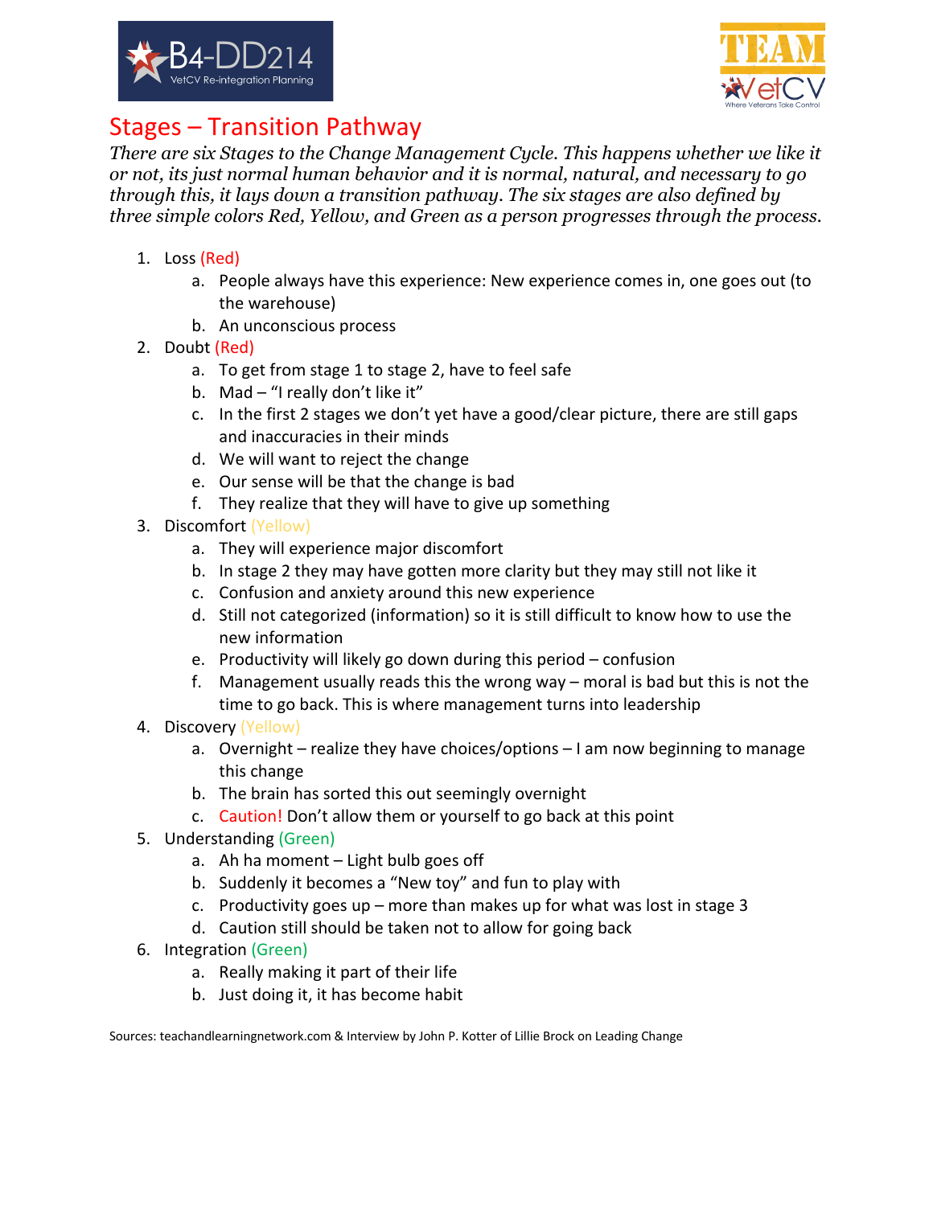## Stages – Transition Pathway

*There are six Stages to the Change Management Cycle. This happens whether we like it or not, its just normal human behavior and it is normal, natural, and necessary to go through this, it lays down a transition pathway. The six stages are also defined by three simple colors Red, Yellow, and Green as a person progresses through the process.*

1. Loss (Red)
   a. People always have this experience: New experience comes in, one goes out (to the warehouse)
   b. An unconscious process
2. Doubt (Red)
   a. To get from stage 1 to stage 2, have to feel safe
   b. Mad – "I really don't like it"
   c. In the first 2 stages we don't yet have a good/clear picture, there are still gaps and inaccuracies in their minds
   d. We will want to reject the change
   e. Our sense will be that the change is bad
   f. They realize that they will have to give up something
3. Discomfort (Yellow)
   a. They will experience major discomfort
   b. In stage 2 they may have gotten more clarity but they may still not like it
   c. Confusion and anxiety around this new experience
   d. Still not categorized (information) so it is still difficult to know how to use the new information
   e. Productivity will likely go down during this period – confusion
   f. Management usually reads this the wrong way – moral is bad but this is not the time to go back. This is where management turns into leadership
4. Discovery (Yellow)
   a. Overnight – realize they have choices/options – I am now beginning to manage this change
   b. The brain has sorted this out seemingly overnight
   c. Caution! Don't allow them or yourself to go back at this point
5. Understanding (Green)
   a. Ah ha moment – Light bulb goes off
   b. Suddenly it becomes a "New toy" and fun to play with
   c. Productivity goes up – more than makes up for what was lost in stage 3
   d. Caution still should be taken not to allow for going back
6. Integration (Green)
   a. Really making it part of their life
   b. Just doing it, it has become habit

Sources: teachandlearningnetwork.com & Interview by John P. Kotter of Lillie Brock on Leading Change